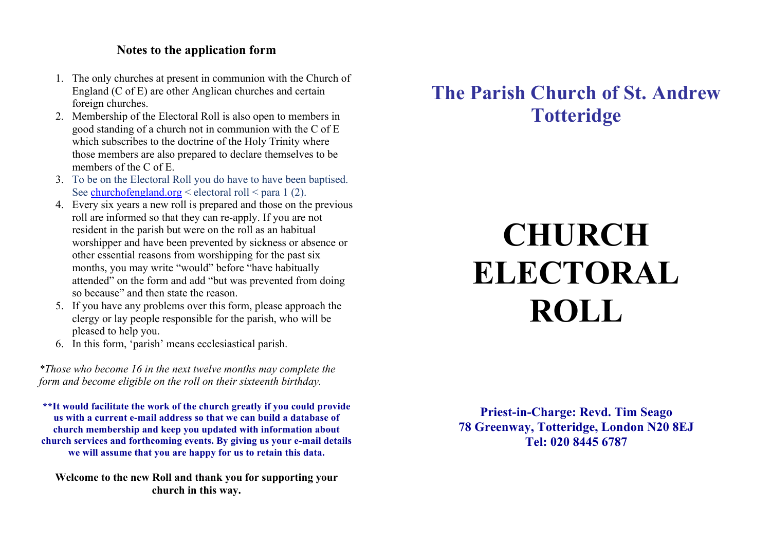## Notes to the application form

1. The only churches at present in communion with the Church of England (C of E) are other Anglican churches and certain foreign churches.
2. Membership of the Electoral Roll is also open to members in good standing of a church not in communion with the C of E which subscribes to the doctrine of the Holy Trinity where those members are also prepared to declare themselves to be members of the C of E.
3. To be on the Electoral Roll you do have to have been baptised. See churchofengland.org < electoral roll < para 1 (2).
4. Every six years a new roll is prepared and those on the previous roll are informed so that they can re-apply. If you are not resident in the parish but were on the roll as an habitual worshipper and have been prevented by sickness or absence or other essential reasons from worshipping for the past six months, you may write "would" before "have habitually attended" on the form and add "but was prevented from doing so because" and then state the reason.
5. If you have any problems over this form, please approach the clergy or lay people responsible for the parish, who will be pleased to help you.
6. In this form, 'parish' means ecclesiastical parish.

*\*Those who become 16 in the next twelve months may complete the form and become eligible on the roll on their sixteenth birthday.*

**\*\*It would facilitate the work of the church greatly if you could provide us with a current e-mail address so that we can build a database of church membership and keep you updated with information about church services and forthcoming events. By giving us your e-mail details we will assume that you are happy for us to retain this data.**

**Welcome to the new Roll and thank you for supporting your church in this way.**

# The Parish Church of St. Andrew Totteridge

# CHURCH ELECTORAL ROLL

**Priest-in-Charge: Revd. Tim Seago**
**78 Greenway, Totteridge, London N20 8EJ**
**Tel: 020 8445 6787**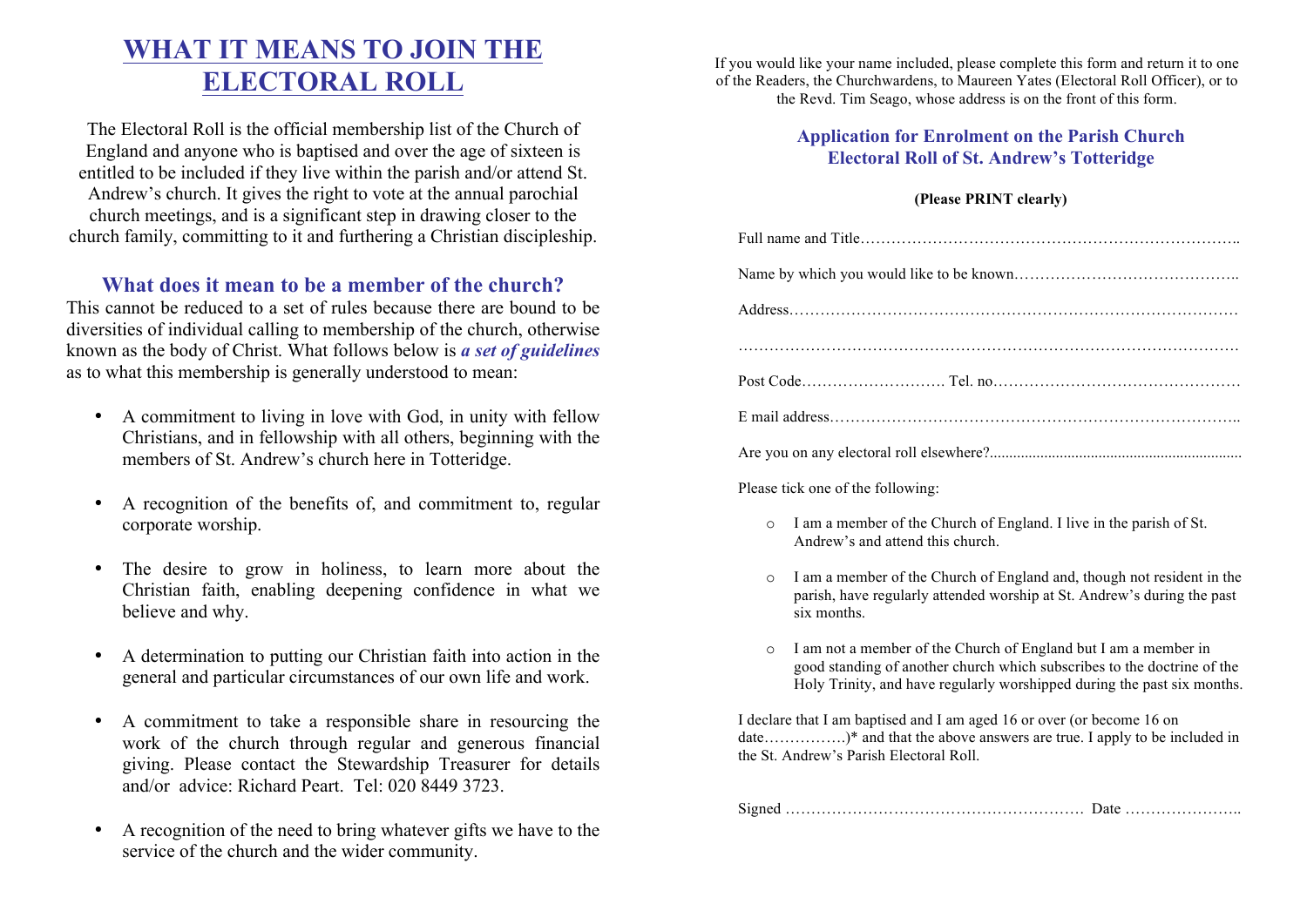# WHAT IT MEANS TO JOIN THE ELECTORAL ROLL

The Electoral Roll is the official membership list of the Church of England and anyone who is baptised and over the age of sixteen is entitled to be included if they live within the parish and/or attend St. Andrew's church. It gives the right to vote at the annual parochial church meetings, and is a significant step in drawing closer to the church family, committing to it and furthering a Christian discipleship.

## What does it mean to be a member of the church?

This cannot be reduced to a set of rules because there are bound to be diversities of individual calling to membership of the church, otherwise known as the body of Christ. What follows below is ***a set of guidelines*** as to what this membership is generally understood to mean:

- A commitment to living in love with God, in unity with fellow Christians, and in fellowship with all others, beginning with the members of St. Andrew's church here in Totteridge.
- A recognition of the benefits of, and commitment to, regular corporate worship.
- The desire to grow in holiness, to learn more about the Christian faith, enabling deepening confidence in what we believe and why.
- A determination to putting our Christian faith into action in the general and particular circumstances of our own life and work.
- A commitment to take a responsible share in resourcing the work of the church through regular and generous financial giving. Please contact the Stewardship Treasurer for details and/or advice: Richard Peart. Tel: 020 8449 3723.
- A recognition of the need to bring whatever gifts we have to the service of the church and the wider community.

If you would like your name included, please complete this form and return it to one of the Readers, the Churchwardens, to Maureen Yates (Electoral Roll Officer), or to the Revd. Tim Seago, whose address is on the front of this form.

## Application for Enrolment on the Parish Church Electoral Roll of St. Andrew's Totteridge

**(Please PRINT clearly)**

Full name and Title……………………………………………………………..

Name by which you would like to be known……………………………………..

Address……………………………………………………………………………

……………………………………………………………………………………

Post Code………………………. Tel. no…………………………………………

E mail address……………………………………………………………………..

Are you on any electoral roll elsewhere?..............................................................

Please tick one of the following:

- ○ I am a member of the Church of England. I live in the parish of St. Andrew's and attend this church.
- ○ I am a member of the Church of England and, though not resident in the parish, have regularly attended worship at St. Andrew's during the past six months.
- ○ I am not a member of the Church of England but I am a member in good standing of another church which subscribes to the doctrine of the Holy Trinity, and have regularly worshipped during the past six months.

I declare that I am baptised and I am aged 16 or over (or become 16 on date…………….)* and that the above answers are true. I apply to be included in the St. Andrew's Parish Electoral Roll.

Signed ………………………………………………… Date …………………..